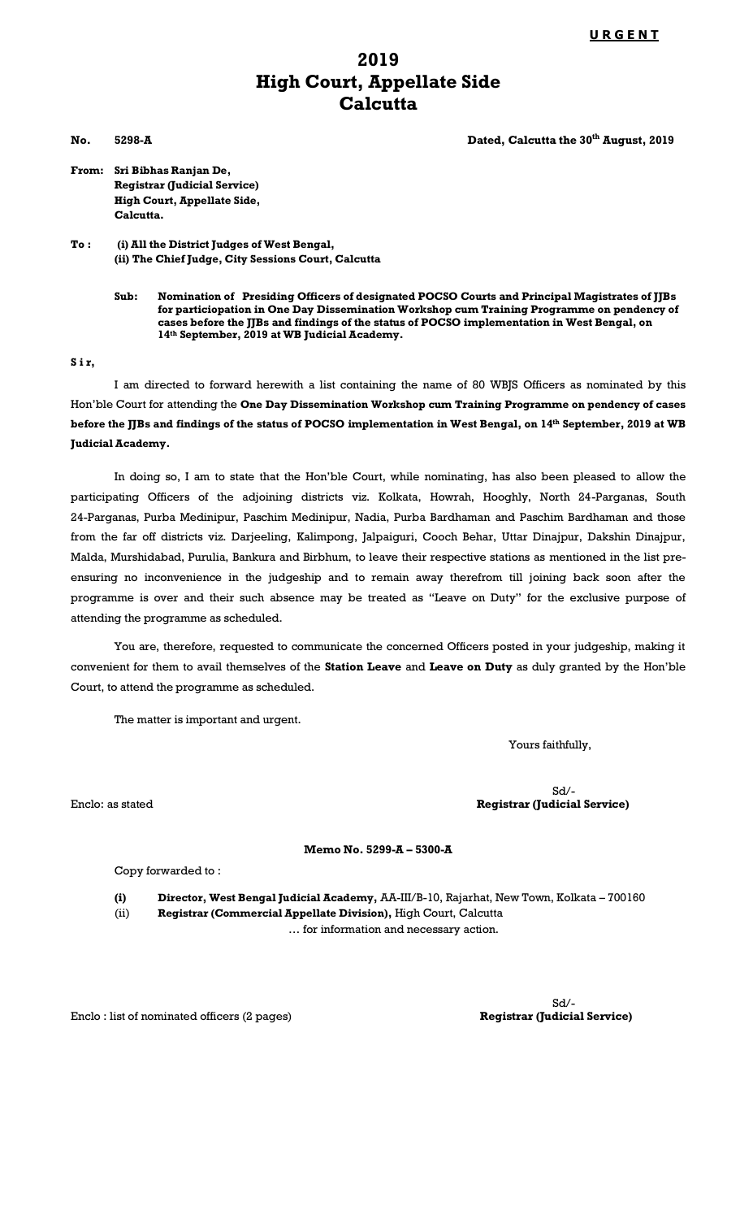**URGENT**

# 2019
# High Court, Appellate Side
# Calcutta

**No. 5298-A** **Dated, Calcutta the 30th August, 2019**

**From: Sri Bibhas Ranjan De,**
**Registrar (Judicial Service)**
**High Court, Appellate Side,**
**Calcutta.**

**To : (i) All the District Judges of West Bengal,**
**(ii) The Chief Judge, City Sessions Court, Calcutta**

**Sub: Nomination of Presiding Officers of designated POCSO Courts and Principal Magistrates of JJBs for particiopation in One Day Dissemination Workshop cum Training Programme on pendency of cases before the JJBs and findings of the status of POCSO implementation in West Bengal, on 14th September, 2019 at WB Judicial Academy.**

**S i r,**

I am directed to forward herewith a list containing the name of 80 WBJS Officers as nominated by this Hon'ble Court for attending the **One Day Dissemination Workshop cum Training Programme on pendency of cases before the JJBs and findings of the status of POCSO implementation in West Bengal, on 14th September, 2019 at WB Judicial Academy.**

In doing so, I am to state that the Hon'ble Court, while nominating, has also been pleased to allow the participating Officers of the adjoining districts viz. Kolkata, Howrah, Hooghly, North 24-Parganas, South 24-Parganas, Purba Medinipur, Paschim Medinipur, Nadia, Purba Bardhaman and Paschim Bardhaman and those from the far off districts viz. Darjeeling, Kalimpong, Jalpaiguri, Cooch Behar, Uttar Dinajpur, Dakshin Dinajpur, Malda, Murshidabad, Purulia, Bankura and Birbhum, to leave their respective stations as mentioned in the list pre-ensuring no inconvenience in the judgeship and to remain away therefrom till joining back soon after the programme is over and their such absence may be treated as "Leave on Duty" for the exclusive purpose of attending the programme as scheduled.

You are, therefore, requested to communicate the concerned Officers posted in your judgeship, making it convenient for them to avail themselves of the **Station Leave** and **Leave on Duty** as duly granted by the Hon'ble Court, to attend the programme as scheduled.

The matter is important and urgent.

Yours faithfully,

Sd/-
Enclo: as stated **Registrar (Judicial Service)**

**Memo No. 5299-A – 5300-A**

Copy forwarded to :

**(i) Director, West Bengal Judicial Academy,** AA-III/B-10, Rajarhat, New Town, Kolkata – 700160
(ii) **Registrar (Commercial Appellate Division),** High Court, Calcutta
… for information and necessary action.

Sd/-
Enclo : list of nominated officers (2 pages) **Registrar (Judicial Service)**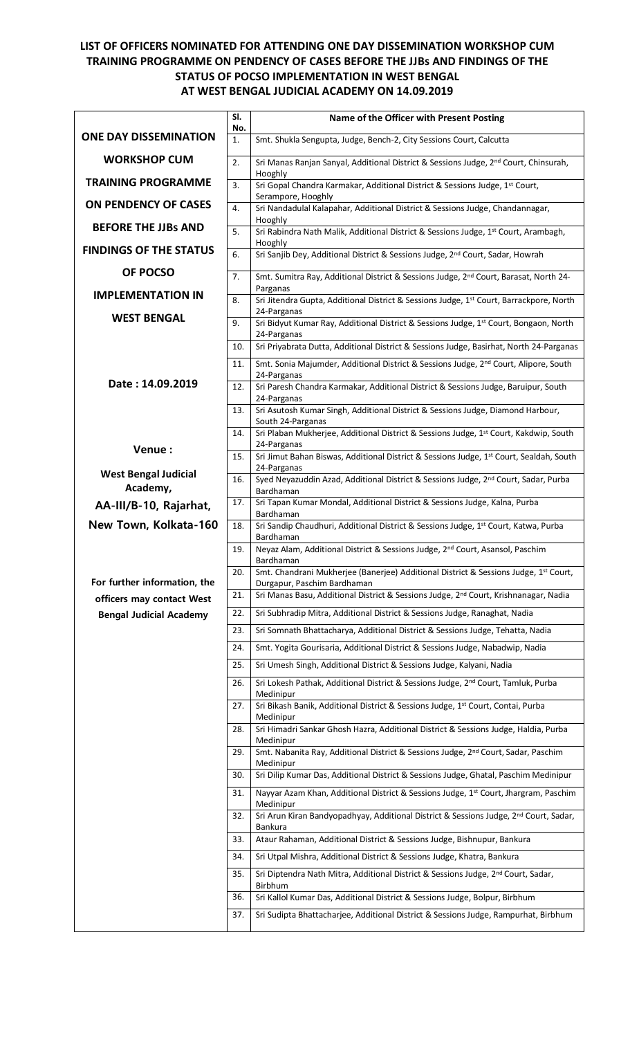# LIST OF OFFICERS NOMINATED FOR ATTENDING ONE DAY DISSEMINATION WORKSHOP CUM TRAINING PROGRAMME ON PENDENCY OF CASES BEFORE THE JJBs AND FINDINGS OF THE STATUS OF POCSO IMPLEMENTATION IN WEST BENGAL AT WEST BENGAL JUDICIAL ACADEMY ON 14.09.2019

| | Sl. No. | Name of the Officer with Present Posting |
|---|---|---|
| **ONE DAY DISSEMINATION WORKSHOP CUM TRAINING PROGRAMME ON PENDENCY OF CASES BEFORE THE JJBs AND FINDINGS OF THE STATUS OF POCSO IMPLEMENTATION IN WEST BENGAL** | 1. | Smt. Shukla Sengupta, Judge, Bench-2, City Sessions Court, Calcutta |
| | 2. | Sri Manas Ranjan Sanyal, Additional District & Sessions Judge, 2nd Court, Chinsurah, Hooghly |
| | 3. | Sri Gopal Chandra Karmakar, Additional District & Sessions Judge, 1st Court, Serampore, Hooghly |
| | 4. | Sri Nandadulal Kalapahar, Additional District & Sessions Judge, Chandannagar, Hooghly |
| | 5. | Sri Rabindra Nath Malik, Additional District & Sessions Judge, 1st Court, Arambagh, Hooghly |
| | 6. | Sri Sanjib Dey, Additional District & Sessions Judge, 2nd Court, Sadar, Howrah |
| | 7. | Smt. Sumitra Ray, Additional District & Sessions Judge, 2nd Court, Barasat, North 24-Parganas |
| | 8. | Sri Jitendra Gupta, Additional District & Sessions Judge, 1st Court, Barrackpore, North 24-Parganas |
| | 9. | Sri Bidyut Kumar Ray, Additional District & Sessions Judge, 1st Court, Bongaon, North 24-Parganas |
| | 10. | Sri Priyabrata Dutta, Additional District & Sessions Judge, Basirhat, North 24-Parganas |
| **Date : 14.09.2019** | 11. | Smt. Sonia Majumder, Additional District & Sessions Judge, 2nd Court, Alipore, South 24-Parganas |
| | 12. | Sri Paresh Chandra Karmakar, Additional District & Sessions Judge, Baruipur, South 24-Parganas |
| | 13. | Sri Asutosh Kumar Singh, Additional District & Sessions Judge, Diamond Harbour, South 24-Parganas |
| | 14. | Sri Plaban Mukherjee, Additional District & Sessions Judge, 1st Court, Kakdwip, South 24-Parganas |
| **Venue : West Bengal Judicial Academy, AA-III/B-10, Rajarhat, New Town, Kolkata-160** | 15. | Sri Jimut Bahan Biswas, Additional District & Sessions Judge, 1st Court, Sealdah, South 24-Parganas |
| | 16. | Syed Neyazuddin Azad, Additional District & Sessions Judge, 2nd Court, Sadar, Purba Bardhaman |
| | 17. | Sri Tapan Kumar Mondal, Additional District & Sessions Judge, Kalna, Purba Bardhaman |
| | 18. | Sri Sandip Chaudhuri, Additional District & Sessions Judge, 1st Court, Katwa, Purba Bardhaman |
| | 19. | Neyaz Alam, Additional District & Sessions Judge, 2nd Court, Asansol, Paschim Bardhaman |
| **For further information, the officers may contact West Bengal Judicial Academy** | 20. | Smt. Chandrani Mukherjee (Banerjee) Additional District & Sessions Judge, 1st Court, Durgapur, Paschim Bardhaman |
| | 21. | Sri Manas Basu, Additional District & Sessions Judge, 2nd Court, Krishnanagar, Nadia |
| | 22. | Sri Subhradip Mitra, Additional District & Sessions Judge, Ranaghat, Nadia |
| | 23. | Sri Somnath Bhattacharya, Additional District & Sessions Judge, Tehatta, Nadia |
| | 24. | Smt. Yogita Gourisaria, Additional District & Sessions Judge, Nabadwip, Nadia |
| | 25. | Sri Umesh Singh, Additional District & Sessions Judge, Kalyani, Nadia |
| | 26. | Sri Lokesh Pathak, Additional District & Sessions Judge, 2nd Court, Tamluk, Purba Medinipur |
| | 27. | Sri Bikash Banik, Additional District & Sessions Judge, 1st Court, Contai, Purba Medinipur |
| | 28. | Sri Himadri Sankar Ghosh Hazra, Additional District & Sessions Judge, Haldia, Purba Medinipur |
| | 29. | Smt. Nabanita Ray, Additional District & Sessions Judge, 2nd Court, Sadar, Paschim Medinipur |
| | 30. | Sri Dilip Kumar Das, Additional District & Sessions Judge, Ghatal, Paschim Medinipur |
| | 31. | Nayyar Azam Khan, Additional District & Sessions Judge, 1st Court, Jhargram, Paschim Medinipur |
| | 32. | Sri Arun Kiran Bandyopadhyay, Additional District & Sessions Judge, 2nd Court, Sadar, Bankura |
| | 33. | Ataur Rahaman, Additional District & Sessions Judge, Bishnupur, Bankura |
| | 34. | Sri Utpal Mishra, Additional District & Sessions Judge, Khatra, Bankura |
| | 35. | Sri Diptendra Nath Mitra, Additional District & Sessions Judge, 2nd Court, Sadar, Birbhum |
| | 36. | Sri Kallol Kumar Das, Additional District & Sessions Judge, Bolpur, Birbhum |
| | 37. | Sri Sudipta Bhattacharjee, Additional District & Sessions Judge, Rampurhat, Birbhum |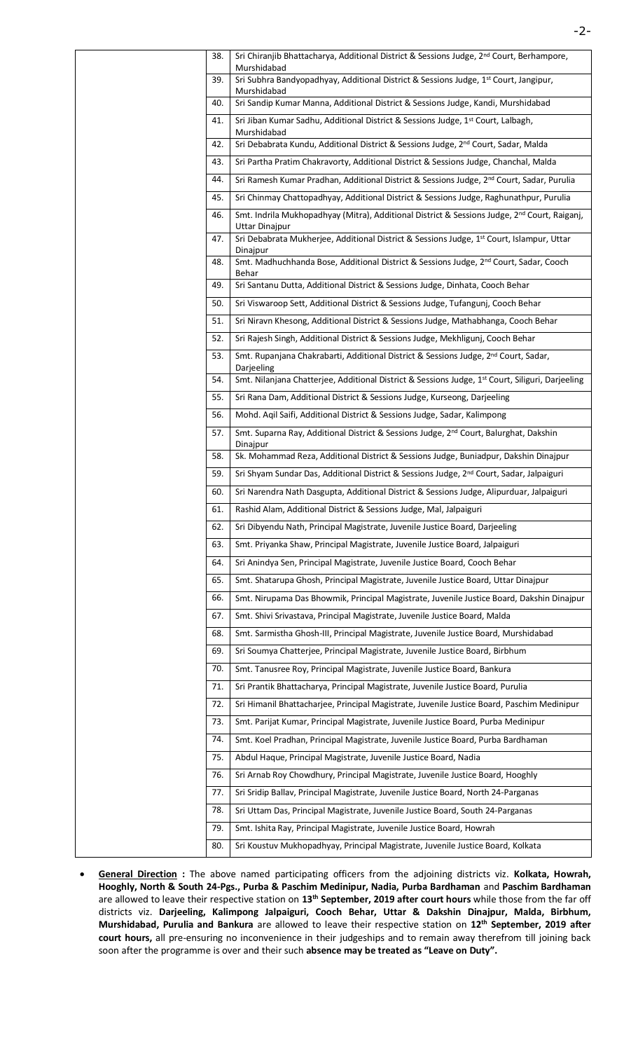| | | |
|---|---|---|
| | 38. | Sri Chiranjib Bhattacharya, Additional District & Sessions Judge, 2nd Court, Berhampore, Murshidabad |
| | 39. | Sri Subhra Bandyopadhyay, Additional District & Sessions Judge, 1st Court, Jangipur, Murshidabad |
| | 40. | Sri Sandip Kumar Manna, Additional District & Sessions Judge, Kandi, Murshidabad |
| | 41. | Sri Jiban Kumar Sadhu, Additional District & Sessions Judge, 1st Court, Lalbagh, Murshidabad |
| | 42. | Sri Debabrata Kundu, Additional District & Sessions Judge, 2nd Court, Sadar, Malda |
| | 43. | Sri Partha Pratim Chakravorty, Additional District & Sessions Judge, Chanchal, Malda |
| | 44. | Sri Ramesh Kumar Pradhan, Additional District & Sessions Judge, 2nd Court, Sadar, Purulia |
| | 45. | Sri Chinmay Chattopadhyay, Additional District & Sessions Judge, Raghunathpur, Purulia |
| | 46. | Smt. Indrila Mukhopadhyay (Mitra), Additional District & Sessions Judge, 2nd Court, Raiganj, Uttar Dinajpur |
| | 47. | Sri Debabrata Mukherjee, Additional District & Sessions Judge, 1st Court, Islampur, Uttar Dinajpur |
| | 48. | Smt. Madhuchhanda Bose, Additional District & Sessions Judge, 2nd Court, Sadar, Cooch Behar |
| | 49. | Sri Santanu Dutta, Additional District & Sessions Judge, Dinhata, Cooch Behar |
| | 50. | Sri Viswaroop Sett, Additional District & Sessions Judge, Tufangunj, Cooch Behar |
| | 51. | Sri Niravn Khesong, Additional District & Sessions Judge, Mathabhanga, Cooch Behar |
| | 52. | Sri Rajesh Singh, Additional District & Sessions Judge, Mekhligunj, Cooch Behar |
| | 53. | Smt. Rupanjana Chakrabarti, Additional District & Sessions Judge, 2nd Court, Sadar, Darjeeling |
| | 54. | Smt. Nilanjana Chatterjee, Additional District & Sessions Judge, 1st Court, Siliguri, Darjeeling |
| | 55. | Sri Rana Dam, Additional District & Sessions Judge, Kurseong, Darjeeling |
| | 56. | Mohd. Aqil Saifi, Additional District & Sessions Judge, Sadar, Kalimpong |
| | 57. | Smt. Suparna Ray, Additional District & Sessions Judge, 2nd Court, Balurghat, Dakshin Dinajpur |
| | 58. | Sk. Mohammad Reza, Additional District & Sessions Judge, Buniadpur, Dakshin Dinajpur |
| | 59. | Sri Shyam Sundar Das, Additional District & Sessions Judge, 2nd Court, Sadar, Jalpaiguri |
| | 60. | Sri Narendra Nath Dasgupta, Additional District & Sessions Judge, Alipurduar, Jalpaiguri |
| | 61. | Rashid Alam, Additional District & Sessions Judge, Mal, Jalpaiguri |
| | 62. | Sri Dibyendu Nath, Principal Magistrate, Juvenile Justice Board, Darjeeling |
| | 63. | Smt. Priyanka Shaw, Principal Magistrate, Juvenile Justice Board, Jalpaiguri |
| | 64. | Sri Anindya Sen, Principal Magistrate, Juvenile Justice Board, Cooch Behar |
| | 65. | Smt. Shatarupa Ghosh, Principal Magistrate, Juvenile Justice Board, Uttar Dinajpur |
| | 66. | Smt. Nirupama Das Bhowmik, Principal Magistrate, Juvenile Justice Board, Dakshin Dinajpur |
| | 67. | Smt. Shivi Srivastava, Principal Magistrate, Juvenile Justice Board, Malda |
| | 68. | Smt. Sarmistha Ghosh-III, Principal Magistrate, Juvenile Justice Board, Murshidabad |
| | 69. | Sri Soumya Chatterjee, Principal Magistrate, Juvenile Justice Board, Birbhum |
| | 70. | Smt. Tanusree Roy, Principal Magistrate, Juvenile Justice Board, Bankura |
| | 71. | Sri Prantik Bhattacharya, Principal Magistrate, Juvenile Justice Board, Purulia |
| | 72. | Sri Himanil Bhattacharjee, Principal Magistrate, Juvenile Justice Board, Paschim Medinipur |
| | 73. | Smt. Parijat Kumar, Principal Magistrate, Juvenile Justice Board, Purba Medinipur |
| | 74. | Smt. Koel Pradhan, Principal Magistrate, Juvenile Justice Board, Purba Bardhaman |
| | 75. | Abdul Haque, Principal Magistrate, Juvenile Justice Board, Nadia |
| | 76. | Sri Arnab Roy Chowdhury, Principal Magistrate, Juvenile Justice Board, Hooghly |
| | 77. | Sri Sridip Ballav, Principal Magistrate, Juvenile Justice Board, North 24-Parganas |
| | 78. | Sri Uttam Das, Principal Magistrate, Juvenile Justice Board, South 24-Parganas |
| | 79. | Smt. Ishita Ray, Principal Magistrate, Juvenile Justice Board, Howrah |
| | 80. | Sri Koustuv Mukhopadhyay, Principal Magistrate, Juvenile Justice Board, Kolkata |

- **General Direction :** The above named participating officers from the adjoining districts viz. **Kolkata, Howrah, Hooghly, North & South 24-Pgs., Purba & Paschim Medinipur, Nadia, Purba Bardhaman** and **Paschim Bardhaman** are allowed to leave their respective station on **13th September, 2019 after court hours** while those from the far off districts viz. **Darjeeling, Kalimpong Jalpaiguri, Cooch Behar, Uttar & Dakshin Dinajpur, Malda, Birbhum, Murshidabad, Purulia and Bankura** are allowed to leave their respective station on **12th September, 2019 after court hours,** all pre-ensuring no inconvenience in their judgeships and to remain away therefrom till joining back soon after the programme is over and their such **absence may be treated as "Leave on Duty".**